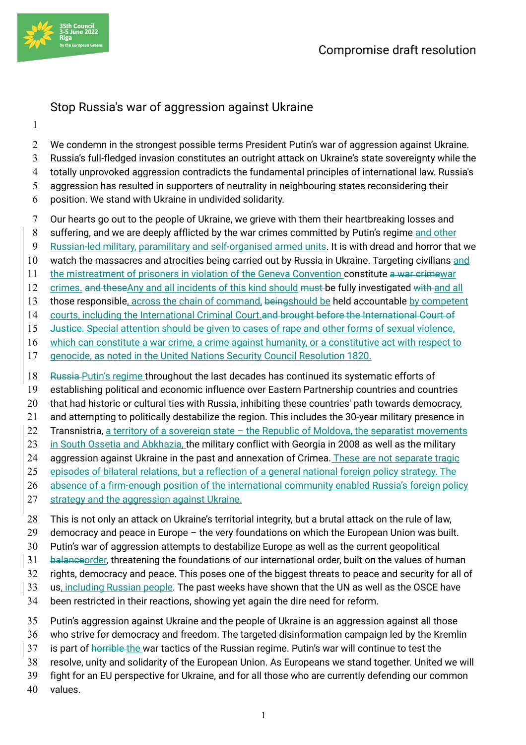Compromise draft resolution

# Stop Russia's war of aggression against Ukraine

We condemn in the strongest possible terms President Putin's war of aggression against Ukraine. Russia's full-fledged invasion constitutes an outright attack on Ukraine's state sovereignty while the totally unprovoked aggression contradicts the fundamental principles of international law. Russia's aggression has resulted in supporters of neutrality in neighbouring states reconsidering their position. We stand with Ukraine in undivided solidarity.

Our hearts go out to the people of Ukraine, we grieve with them their heartbreaking losses and suffering, and we are deeply afflicted by the war crimes committed by Putin's regime <u>and other Russian-led military, paramilitary and self-organised armed units</u>. It is with dread and horror that we watch the massacres and atrocities being carried out by Russia in Ukraine. Targeting civilians <u>and the mistreatment of prisoners in violation of the Geneva Convention</u> constitute ~~a war crime~~<u>war crimes.</u> ~~and these~~<u>Any and all incidents of this kind should</u> ~~must~~ be fully investigated ~~with~~ <u>and all</u> those responsible<u>, across the chain of command,</u> ~~being~~<u>should be</u> held accountable <u>by competent courts, including the International Criminal Court.</u>~~and brought before the International Court of Justice.~~ <u>Special attention should be given to cases of rape and other forms of sexual violence, which can constitute a war crime, a crime against humanity, or a constitutive act with respect to genocide, as noted in the United Nations Security Council Resolution 1820.</u>

~~Russia~~ <u>Putin's regime</u> throughout the last decades has continued its systematic efforts of establishing political and economic influence over Eastern Partnership countries and countries that had historic or cultural ties with Russia, inhibiting these countries' path towards democracy, and attempting to politically destabilize the region. This includes the 30-year military presence in Transnistria, <u>a territory of a sovereign state – the Republic of Moldova, the separatist movements in South Ossetia and Abkhazia,</u> the military conflict with Georgia in 2008 as well as the military aggression against Ukraine in the past and annexation of Crimea. <u>These are not separate tragic episodes of bilateral relations, but a reflection of a general national foreign policy strategy. The absence of a firm-enough position of the international community enabled Russia's foreign policy strategy and the aggression against Ukraine.</u>

This is not only an attack on Ukraine's territorial integrity, but a brutal attack on the rule of law, democracy and peace in Europe – the very foundations on which the European Union was built. Putin's war of aggression attempts to destabilize Europe as well as the current geopolitical ~~balance~~<u>order</u>, threatening the foundations of our international order, built on the values of human rights, democracy and peace. This poses one of the biggest threats to peace and security for all of us<u>, including Russian people</u>. The past weeks have shown that the UN as well as the OSCE have been restricted in their reactions, showing yet again the dire need for reform.

Putin's aggression against Ukraine and the people of Ukraine is an aggression against all those who strive for democracy and freedom. The targeted disinformation campaign led by the Kremlin is part of ~~horrible~~ <u>the</u> war tactics of the Russian regime. Putin's war will continue to test the resolve, unity and solidarity of the European Union. As Europeans we stand together. United we will fight for an EU perspective for Ukraine, and for all those who are currently defending our common values.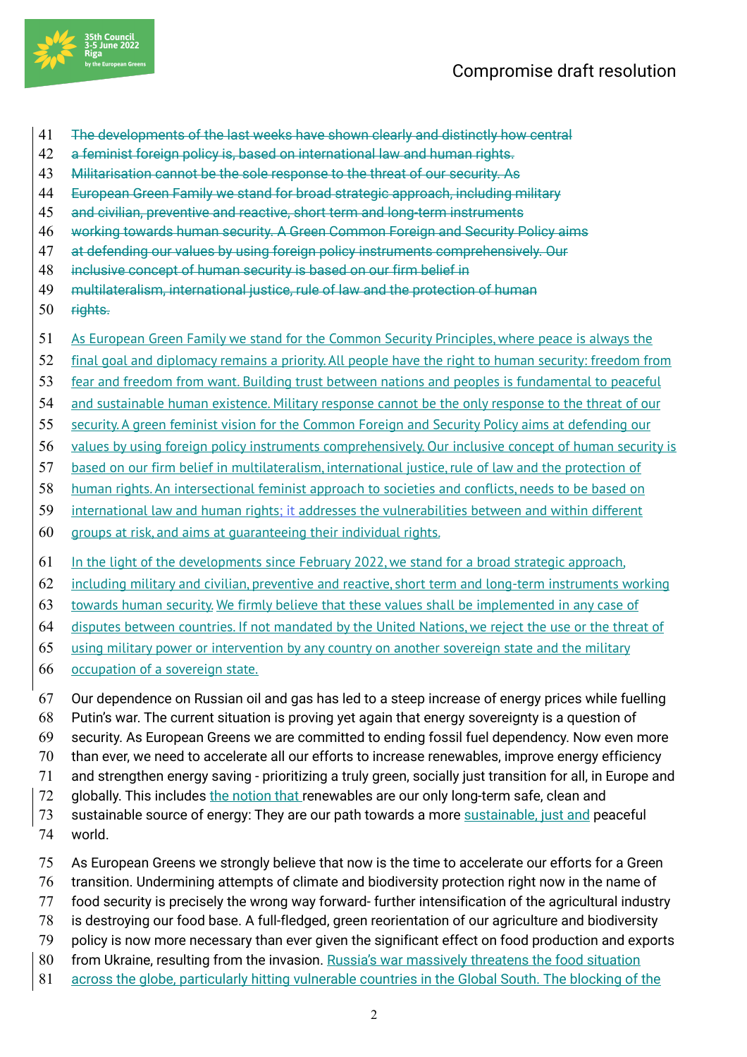~~The developments of the last weeks have shown clearly and distinctly how central a feminist foreign policy is, based on international law and human rights. Militarisation cannot be the sole response to the threat of our security. As European Green Family we stand for broad strategic approach, including military and civilian, preventive and reactive, short term and long-term instruments working towards human security. A Green Common Foreign and Security Policy aims at defending our values by using foreign policy instruments comprehensively. Our inclusive concept of human security is based on our firm belief in multilateralism, international justice, rule of law and the protection of human rights.~~

As European Green Family we stand for the Common Security Principles, where peace is always the final goal and diplomacy remains a priority. All people have the right to human security: freedom from fear and freedom from want. Building trust between nations and peoples is fundamental to peaceful and sustainable human existence. Military response cannot be the only response to the threat of our security. A green feminist vision for the Common Foreign and Security Policy aims at defending our values by using foreign policy instruments comprehensively. Our inclusive concept of human security is based on our firm belief in multilateralism, international justice, rule of law and the protection of human rights. An intersectional feminist approach to societies and conflicts, needs to be based on international law and human rights; it addresses the vulnerabilities between and within different groups at risk, and aims at guaranteeing their individual rights.

In the light of the developments since February 2022, we stand for a broad strategic approach, including military and civilian, preventive and reactive, short term and long-term instruments working towards human security. We firmly believe that these values shall be implemented in any case of disputes between countries. If not mandated by the United Nations, we reject the use or the threat of using military power or intervention by any country on another sovereign state and the military occupation of a sovereign state.

Our dependence on Russian oil and gas has led to a steep increase of energy prices while fuelling Putin's war. The current situation is proving yet again that energy sovereignty is a question of security. As European Greens we are committed to ending fossil fuel dependency. Now even more than ever, we need to accelerate all our efforts to increase renewables, improve energy efficiency and strengthen energy saving - prioritizing a truly green, socially just transition for all, in Europe and globally. This includes the notion that renewables are our only long-term safe, clean and sustainable source of energy: They are our path towards a more sustainable, just and peaceful world.

As European Greens we strongly believe that now is the time to accelerate our efforts for a Green transition. Undermining attempts of climate and biodiversity protection right now in the name of food security is precisely the wrong way forward- further intensification of the agricultural industry is destroying our food base. A full-fledged, green reorientation of our agriculture and biodiversity policy is now more necessary than ever given the significant effect on food production and exports from Ukraine, resulting from the invasion. Russia's war massively threatens the food situation across the globe, particularly hitting vulnerable countries in the Global South. The blocking of the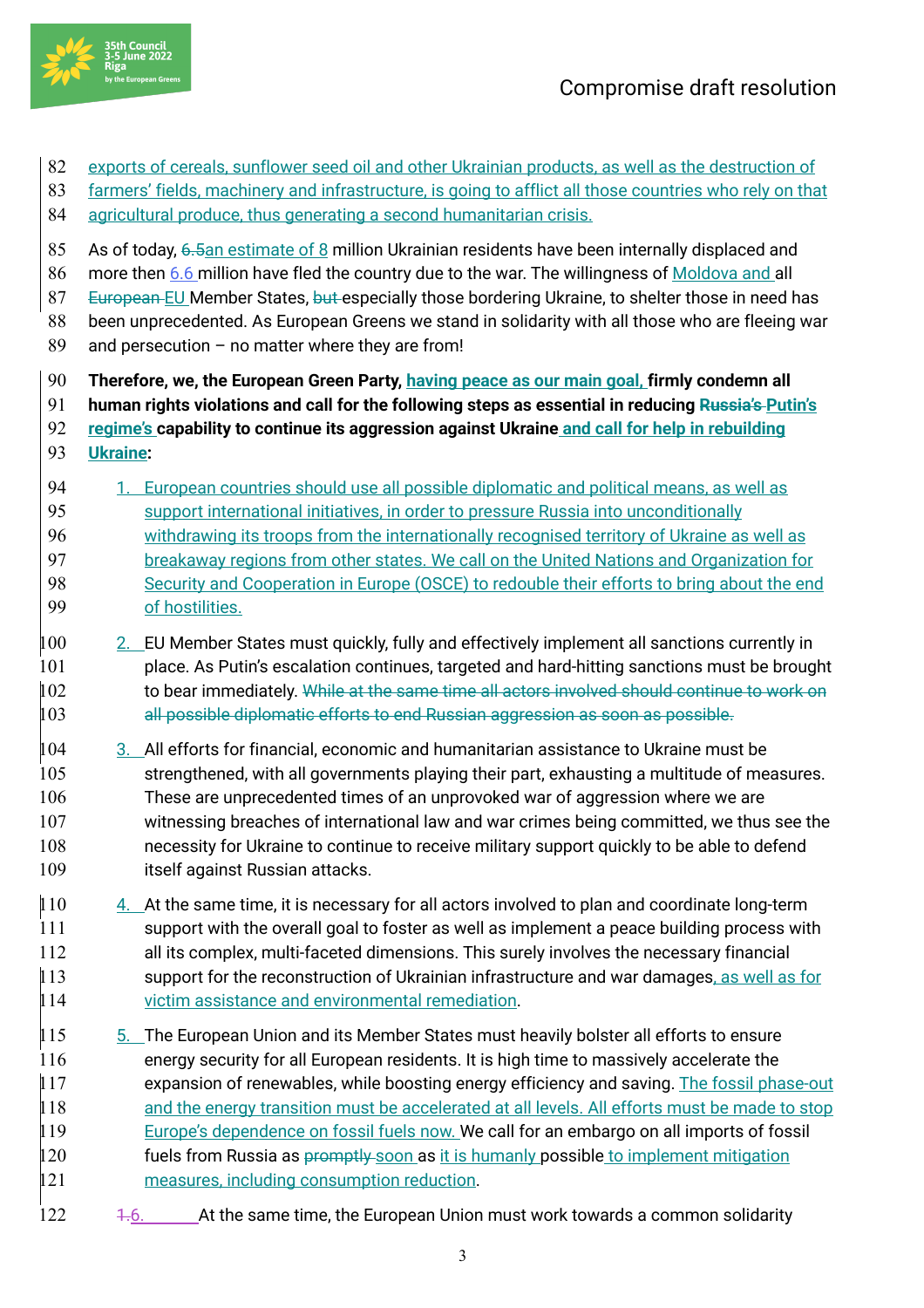exports of cereals, sunflower seed oil and other Ukrainian products, as well as the destruction of farmers' fields, machinery and infrastructure, is going to afflict all those countries who rely on that agricultural produce, thus generating a second humanitarian crisis.

As of today, ~~6.5~~an estimate of 8 million Ukrainian residents have been internally displaced and more then 6.6 million have fled the country due to the war. The willingness of Moldova and all ~~European~~ EU Member States, ~~but~~ especially those bordering Ukraine, to shelter those in need has been unprecedented. As European Greens we stand in solidarity with all those who are fleeing war and persecution – no matter where they are from!

**Therefore, we, the European Green Party, having peace as our main goal, firmly condemn all human rights violations and call for the following steps as essential in reducing ~~Russia's~~ Putin's regime's capability to continue its aggression against Ukraine and call for help in rebuilding Ukraine:**

1. European countries should use all possible diplomatic and political means, as well as support international initiatives, in order to pressure Russia into unconditionally withdrawing its troops from the internationally recognised territory of Ukraine as well as breakaway regions from other states. We call on the United Nations and Organization for Security and Cooperation in Europe (OSCE) to redouble their efforts to bring about the end of hostilities.

2. EU Member States must quickly, fully and effectively implement all sanctions currently in place. As Putin's escalation continues, targeted and hard-hitting sanctions must be brought to bear immediately. ~~While at the same time all actors involved should continue to work on all possible diplomatic efforts to end Russian aggression as soon as possible.~~

3. All efforts for financial, economic and humanitarian assistance to Ukraine must be strengthened, with all governments playing their part, exhausting a multitude of measures. These are unprecedented times of an unprovoked war of aggression where we are witnessing breaches of international law and war crimes being committed, we thus see the necessity for Ukraine to continue to receive military support quickly to be able to defend itself against Russian attacks.

4. At the same time, it is necessary for all actors involved to plan and coordinate long-term support with the overall goal to foster as well as implement a peace building process with all its complex, multi-faceted dimensions. This surely involves the necessary financial support for the reconstruction of Ukrainian infrastructure and war damages, as well as for victim assistance and environmental remediation.

5. The European Union and its Member States must heavily bolster all efforts to ensure energy security for all European residents. It is high time to massively accelerate the expansion of renewables, while boosting energy efficiency and saving. The fossil phase-out and the energy transition must be accelerated at all levels. All efforts must be made to stop Europe's dependence on fossil fuels now. We call for an embargo on all imports of fossil fuels from Russia as ~~promptly~~ soon as it is humanly possible to implement mitigation measures, including consumption reduction.

6. At the same time, the European Union must work towards a common solidarity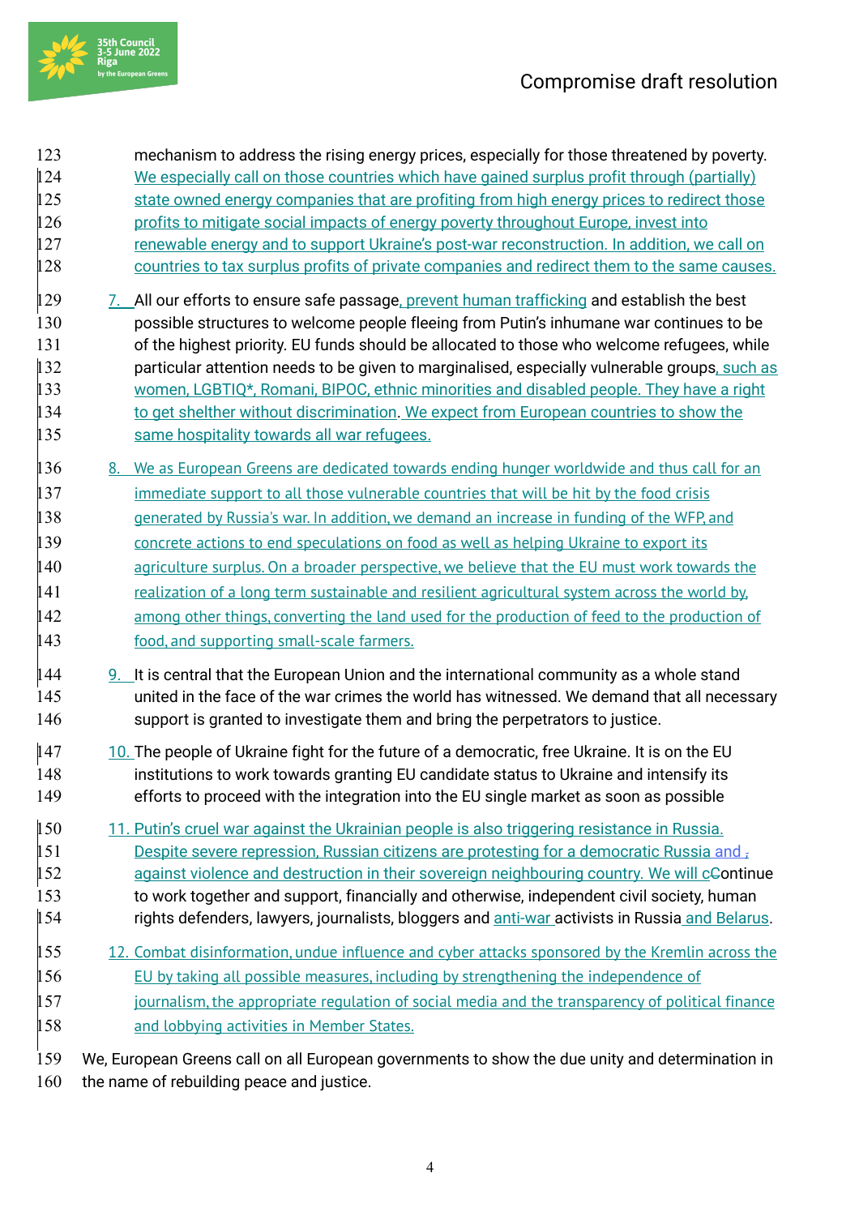mechanism to address the rising energy prices, especially for those threatened by poverty. We especially call on those countries which have gained surplus profit through (partially) state owned energy companies that are profiting from high energy prices to redirect those profits to mitigate social impacts of energy poverty throughout Europe, invest into renewable energy and to support Ukraine's post-war reconstruction. In addition, we call on countries to tax surplus profits of private companies and redirect them to the same causes.

7. All our efforts to ensure safe passage, prevent human trafficking and establish the best possible structures to welcome people fleeing from Putin's inhumane war continues to be of the highest priority. EU funds should be allocated to those who welcome refugees, while particular attention needs to be given to marginalised, especially vulnerable groups, such as women, LGBTIQ*, Romani, BIPOC, ethnic minorities and disabled people. They have a right to get shelther without discrimination. We expect from European countries to show the same hospitality towards all war refugees.

8. We as European Greens are dedicated towards ending hunger worldwide and thus call for an immediate support to all those vulnerable countries that will be hit by the food crisis generated by Russia's war. In addition, we demand an increase in funding of the WFP, and concrete actions to end speculations on food as well as helping Ukraine to export its agriculture surplus. On a broader perspective, we believe that the EU must work towards the realization of a long term sustainable and resilient agricultural system across the world by, among other things, converting the land used for the production of feed to the production of food, and supporting small-scale farmers.

9. It is central that the European Union and the international community as a whole stand united in the face of the war crimes the world has witnessed. We demand that all necessary support is granted to investigate them and bring the perpetrators to justice.

10. The people of Ukraine fight for the future of a democratic, free Ukraine. It is on the EU institutions to work towards granting EU candidate status to Ukraine and intensify its efforts to proceed with the integration into the EU single market as soon as possible

11. Putin's cruel war against the Ukrainian people is also triggering resistance in Russia. Despite severe repression, Russian citizens are protesting for a democratic Russia and ~~,~~ against violence and destruction in their sovereign neighbouring country. We will c~~C~~ontinue to work together and support, financially and otherwise, independent civil society, human rights defenders, lawyers, journalists, bloggers and anti-war activists in Russia and Belarus.

12. Combat disinformation, undue influence and cyber attacks sponsored by the Kremlin across the EU by taking all possible measures, including by strengthening the independence of journalism, the appropriate regulation of social media and the transparency of political finance and lobbying activities in Member States.

We, European Greens call on all European governments to show the due unity and determination in the name of rebuilding peace and justice.